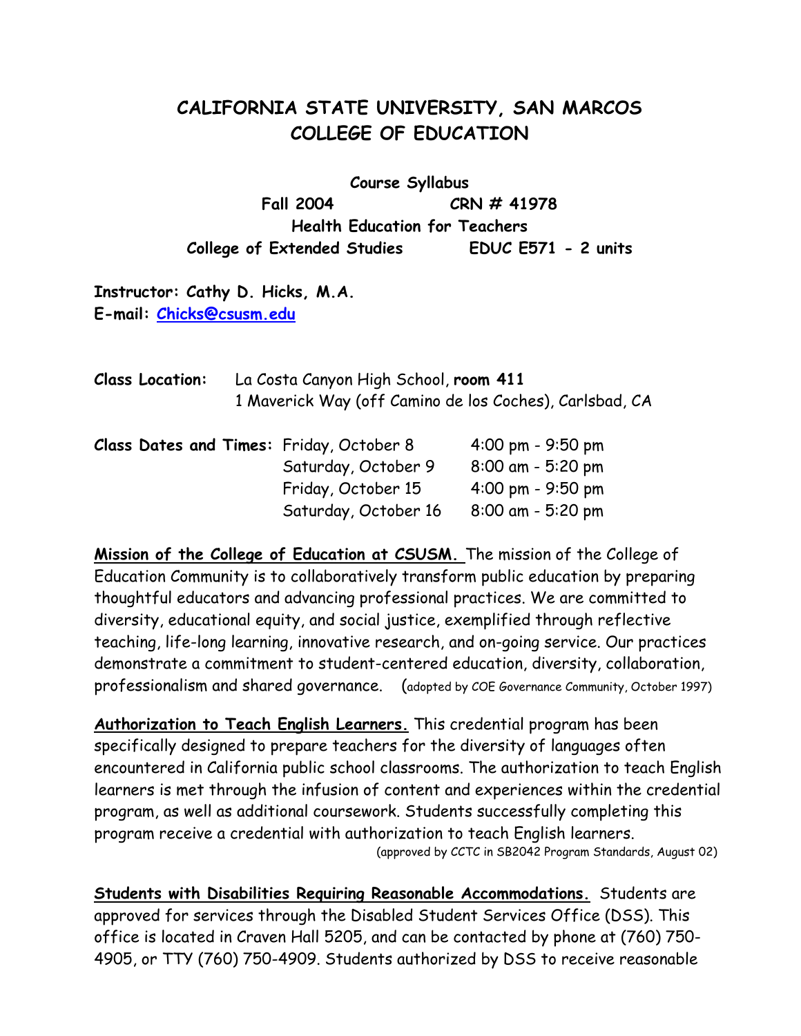# CALIFORNIA STATE UNIVERSITY, SAN MARCOS
# COLLEGE OF EDUCATION

**Course Syllabus**
**Fall 2004 CRN # 41978**
**Health Education for Teachers**
**College of Extended Studies EDUC E571 - 2 units**

**Instructor: Cathy D. Hicks, M.A.**
**E-mail: Chicks@csusm.edu**

**Class Location:** La Costa Canyon High School, **room 411**
1 Maverick Way (off Camino de los Coches), Carlsbad, CA

**Class Dates and Times:**

| | |
|---|---|
| Friday, October 8 | 4:00 pm - 9:50 pm |
| Saturday, October 9 | 8:00 am - 5:20 pm |
| Friday, October 15 | 4:00 pm - 9:50 pm |
| Saturday, October 16 | 8:00 am - 5:20 pm |

**Mission of the College of Education at CSUSM.** The mission of the College of Education Community is to collaboratively transform public education by preparing thoughtful educators and advancing professional practices. We are committed to diversity, educational equity, and social justice, exemplified through reflective teaching, life-long learning, innovative research, and on-going service. Our practices demonstrate a commitment to student-centered education, diversity, collaboration, professionalism and shared governance. (adopted by COE Governance Community, October 1997)

**Authorization to Teach English Learners.** This credential program has been specifically designed to prepare teachers for the diversity of languages often encountered in California public school classrooms. The authorization to teach English learners is met through the infusion of content and experiences within the credential program, as well as additional coursework. Students successfully completing this program receive a credential with authorization to teach English learners.
(approved by CCTC in SB2042 Program Standards, August 02)

**Students with Disabilities Requiring Reasonable Accommodations.** Students are approved for services through the Disabled Student Services Office (DSS). This office is located in Craven Hall 5205, and can be contacted by phone at (760) 750-4905, or TTY (760) 750-4909. Students authorized by DSS to receive reasonable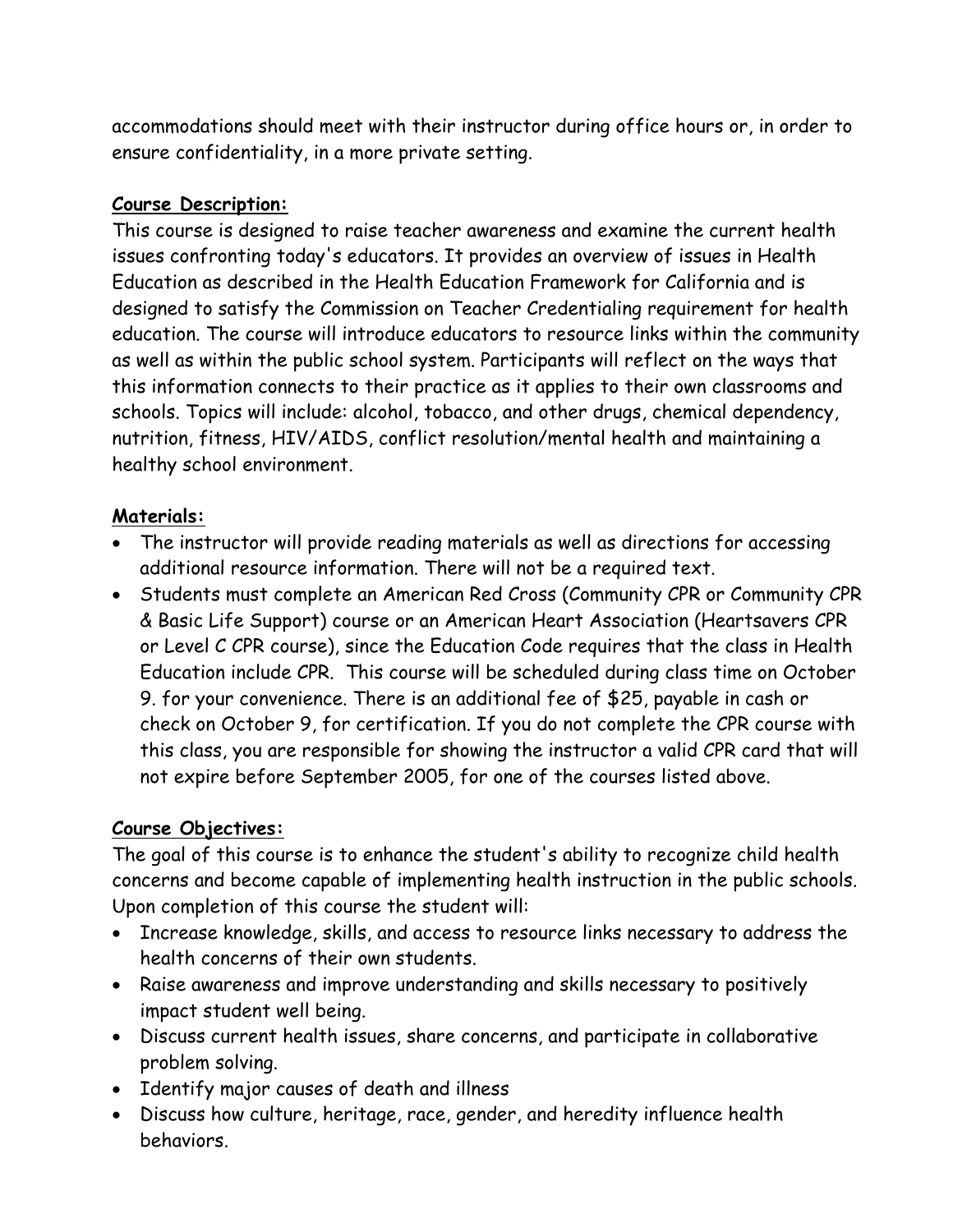accommodations should meet with their instructor during office hours or, in order to ensure confidentiality, in a more private setting.

**Course Description:**

This course is designed to raise teacher awareness and examine the current health issues confronting today's educators. It provides an overview of issues in Health Education as described in the Health Education Framework for California and is designed to satisfy the Commission on Teacher Credentialing requirement for health education. The course will introduce educators to resource links within the community as well as within the public school system. Participants will reflect on the ways that this information connects to their practice as it applies to their own classrooms and schools. Topics will include: alcohol, tobacco, and other drugs, chemical dependency, nutrition, fitness, HIV/AIDS, conflict resolution/mental health and maintaining a healthy school environment.

**Materials:**

- The instructor will provide reading materials as well as directions for accessing additional resource information. There will not be a required text.
- Students must complete an American Red Cross (Community CPR or Community CPR & Basic Life Support) course or an American Heart Association (Heartsavers CPR or Level C CPR course), since the Education Code requires that the class in Health Education include CPR. This course will be scheduled during class time on October 9. for your convenience. There is an additional fee of $25, payable in cash or check on October 9, for certification. If you do not complete the CPR course with this class, you are responsible for showing the instructor a valid CPR card that will not expire before September 2005, for one of the courses listed above.

**Course Objectives:**

The goal of this course is to enhance the student's ability to recognize child health concerns and become capable of implementing health instruction in the public schools. Upon completion of this course the student will:

- Increase knowledge, skills, and access to resource links necessary to address the health concerns of their own students.
- Raise awareness and improve understanding and skills necessary to positively impact student well being.
- Discuss current health issues, share concerns, and participate in collaborative problem solving.
- Identify major causes of death and illness
- Discuss how culture, heritage, race, gender, and heredity influence health behaviors.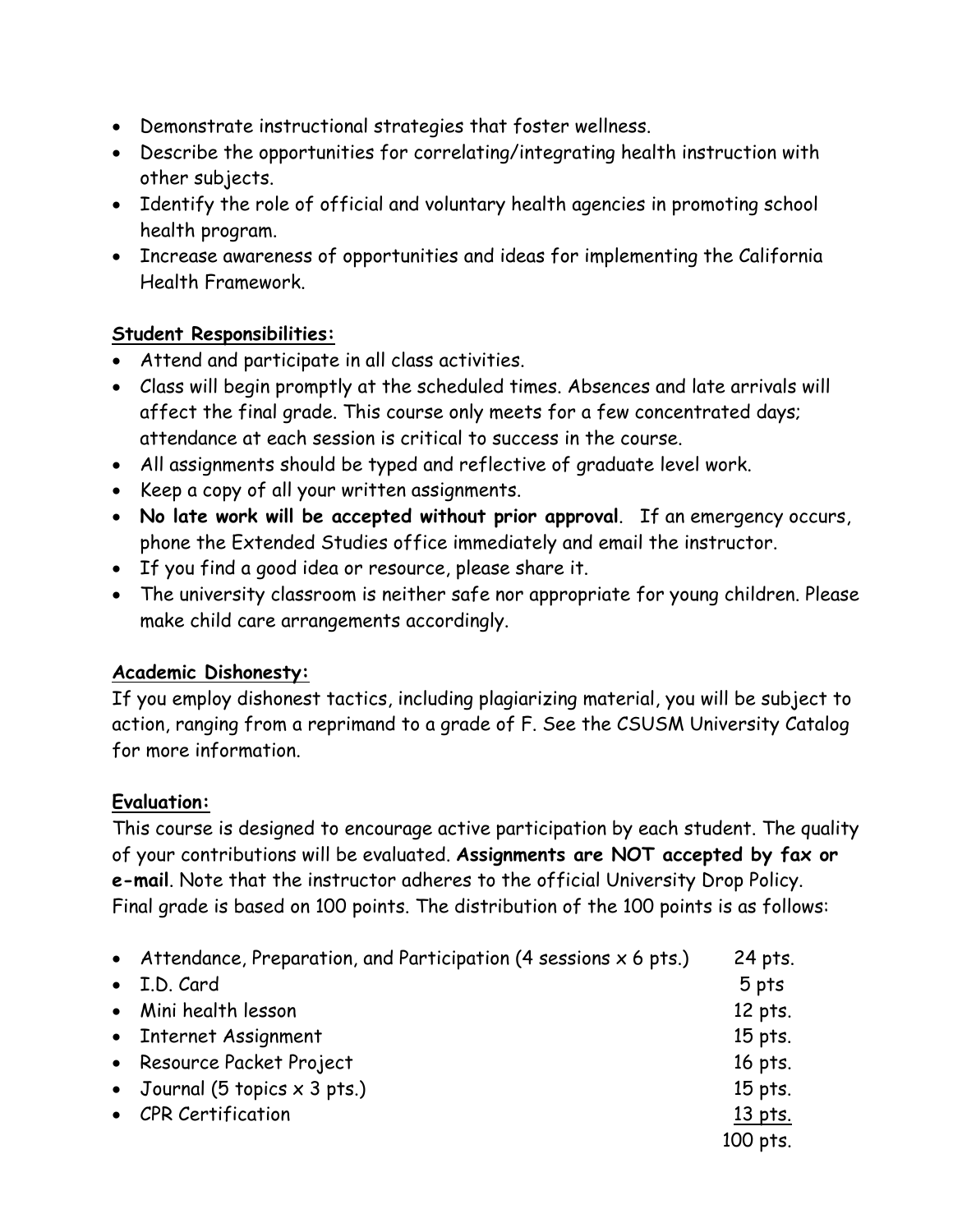- Demonstrate instructional strategies that foster wellness.
- Describe the opportunities for correlating/integrating health instruction with other subjects.
- Identify the role of official and voluntary health agencies in promoting school health program.
- Increase awareness of opportunities and ideas for implementing the California Health Framework.

## Student Responsibilities:

- Attend and participate in all class activities.
- Class will begin promptly at the scheduled times. Absences and late arrivals will affect the final grade. This course only meets for a few concentrated days; attendance at each session is critical to success in the course.
- All assignments should be typed and reflective of graduate level work.
- Keep a copy of all your written assignments.
- **No late work will be accepted without prior approval**. If an emergency occurs, phone the Extended Studies office immediately and email the instructor.
- If you find a good idea or resource, please share it.
- The university classroom is neither safe nor appropriate for young children. Please make child care arrangements accordingly.

## Academic Dishonesty:

If you employ dishonest tactics, including plagiarizing material, you will be subject to action, ranging from a reprimand to a grade of F. See the CSUSM University Catalog for more information.

## Evaluation:

This course is designed to encourage active participation by each student. The quality of your contributions will be evaluated. **Assignments are NOT accepted by fax or e-mail**. Note that the instructor adheres to the official University Drop Policy. Final grade is based on 100 points. The distribution of the 100 points is as follows:

| Item | Points |
|---|---|
| Attendance, Preparation, and Participation (4 sessions x 6 pts.) | 24 pts. |
| I.D. Card | 5 pts |
| Mini health lesson | 12 pts. |
| Internet Assignment | 15 pts. |
| Resource Packet Project | 16 pts. |
| Journal (5 topics x 3 pts.) | 15 pts. |
| CPR Certification | 13 pts. |
| | 100 pts. |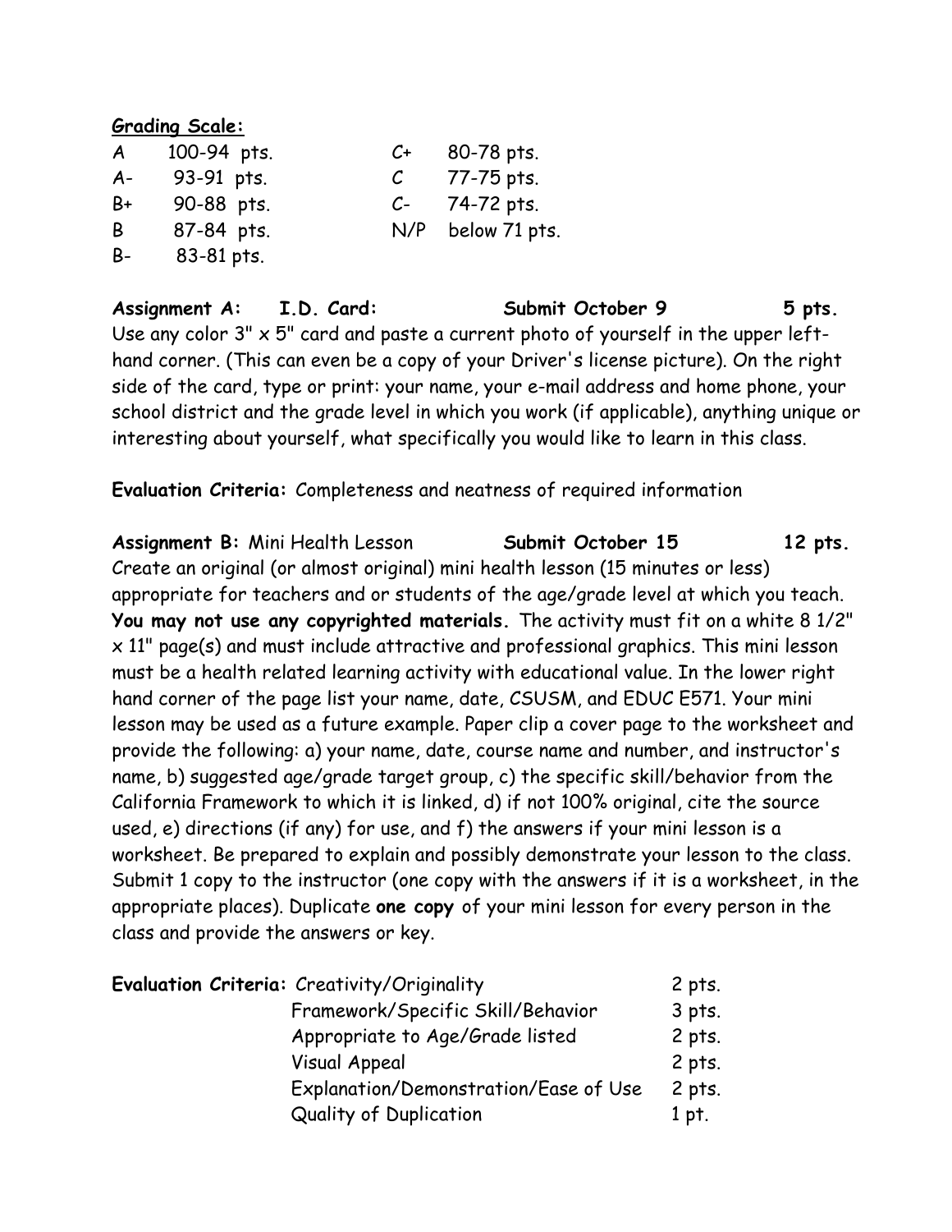**Grading Scale:**

| | | | |
|---|---|---|---|
| A | 100-94 pts. | C+ | 80-78 pts. |
| A- | 93-91 pts. | C | 77-75 pts. |
| B+ | 90-88 pts. | C- | 74-72 pts. |
| B | 87-84 pts. | N/P | below 71 pts. |
| B- | 83-81 pts. | | |

**Assignment A: I.D. Card: Submit October 9 5 pts.**
Use any color 3" x 5" card and paste a current photo of yourself in the upper left-hand corner. (This can even be a copy of your Driver's license picture). On the right side of the card, type or print: your name, your e-mail address and home phone, your school district and the grade level in which you work (if applicable), anything unique or interesting about yourself, what specifically you would like to learn in this class.

**Evaluation Criteria:** Completeness and neatness of required information

**Assignment B:** Mini Health Lesson **Submit October 15 12 pts.**
Create an original (or almost original) mini health lesson (15 minutes or less) appropriate for teachers and or students of the age/grade level at which you teach. **You may not use any copyrighted materials.** The activity must fit on a white 8 1/2" x 11" page(s) and must include attractive and professional graphics. This mini lesson must be a health related learning activity with educational value. In the lower right hand corner of the page list your name, date, CSUSM, and EDUC E571. Your mini lesson may be used as a future example. Paper clip a cover page to the worksheet and provide the following: a) your name, date, course name and number, and instructor's name, b) suggested age/grade target group, c) the specific skill/behavior from the California Framework to which it is linked, d) if not 100% original, cite the source used, e) directions (if any) for use, and f) the answers if your mini lesson is a worksheet. Be prepared to explain and possibly demonstrate your lesson to the class. Submit 1 copy to the instructor (one copy with the answers if it is a worksheet, in the appropriate places). Duplicate **one copy** of your mini lesson for every person in the class and provide the answers or key.

| **Evaluation Criteria:** | | |
|---|---|---|
| | Creativity/Originality | 2 pts. |
| | Framework/Specific Skill/Behavior | 3 pts. |
| | Appropriate to Age/Grade listed | 2 pts. |
| | Visual Appeal | 2 pts. |
| | Explanation/Demonstration/Ease of Use | 2 pts. |
| | Quality of Duplication | 1 pt. |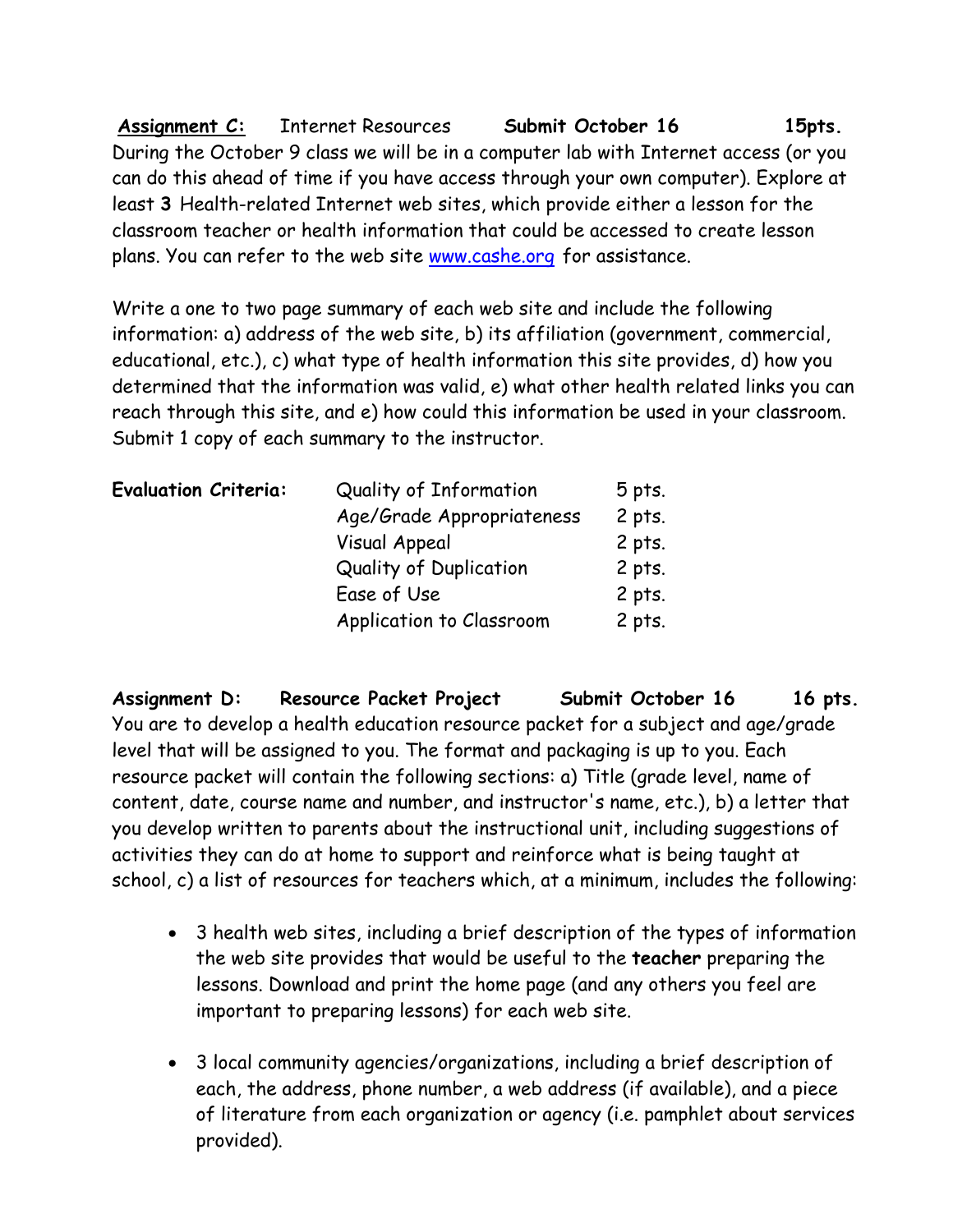**Assignment C:** Internet Resources **Submit October 16** **15pts.**

During the October 9 class we will be in a computer lab with Internet access (or you can do this ahead of time if you have access through your own computer). Explore at least **3** Health-related Internet web sites, which provide either a lesson for the classroom teacher or health information that could be accessed to create lesson plans. You can refer to the web site www.cashe.org for assistance.

Write a one to two page summary of each web site and include the following information: a) address of the web site, b) its affiliation (government, commercial, educational, etc.), c) what type of health information this site provides, d) how you determined that the information was valid, e) what other health related links you can reach through this site, and e) how could this information be used in your classroom. Submit 1 copy of each summary to the instructor.

| **Evaluation Criteria:** | Quality of Information | 5 pts. |
|---|---|---|
| | Age/Grade Appropriateness | 2 pts. |
| | Visual Appeal | 2 pts. |
| | Quality of Duplication | 2 pts. |
| | Ease of Use | 2 pts. |
| | Application to Classroom | 2 pts. |

**Assignment D:** **Resource Packet Project** **Submit October 16** **16 pts.**

You are to develop a health education resource packet for a subject and age/grade level that will be assigned to you. The format and packaging is up to you. Each resource packet will contain the following sections: a) Title (grade level, name of content, date, course name and number, and instructor's name, etc.), b) a letter that you develop written to parents about the instructional unit, including suggestions of activities they can do at home to support and reinforce what is being taught at school, c) a list of resources for teachers which, at a minimum, includes the following:

- 3 health web sites, including a brief description of the types of information the web site provides that would be useful to the **teacher** preparing the lessons. Download and print the home page (and any others you feel are important to preparing lessons) for each web site.

- 3 local community agencies/organizations, including a brief description of each, the address, phone number, a web address (if available), and a piece of literature from each organization or agency (i.e. pamphlet about services provided).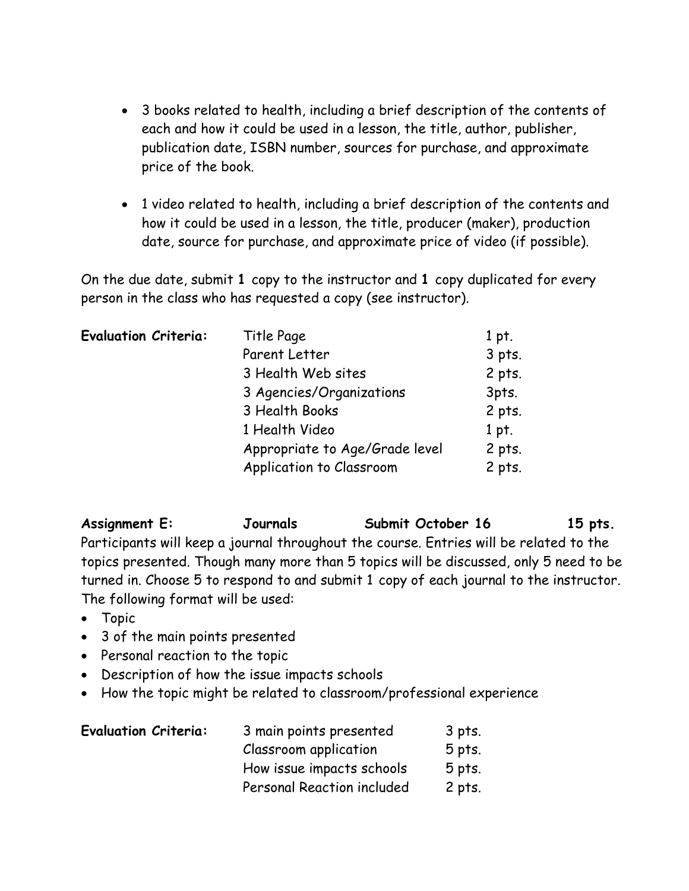- 3 books related to health, including a brief description of the contents of each and how it could be used in a lesson, the title, author, publisher, publication date, ISBN number, sources for purchase, and approximate price of the book.

- 1 video related to health, including a brief description of the contents and how it could be used in a lesson, the title, producer (maker), production date, source for purchase, and approximate price of video (if possible).

On the due date, submit **1** copy to the instructor and **1** copy duplicated for every person in the class who has requested a copy (see instructor).

| **Evaluation Criteria:** | | |
|---|---|---|
| | Title Page | 1 pt. |
| | Parent Letter | 3 pts. |
| | 3 Health Web sites | 2 pts. |
| | 3 Agencies/Organizations | 3pts. |
| | 3 Health Books | 2 pts. |
| | 1 Health Video | 1 pt. |
| | Appropriate to Age/Grade level | 2 pts. |
| | Application to Classroom | 2 pts. |

**Assignment E: Journals Submit October 16 15 pts.**

Participants will keep a journal throughout the course. Entries will be related to the topics presented. Though many more than 5 topics will be discussed, only 5 need to be turned in. Choose 5 to respond to and submit 1 copy of each journal to the instructor. The following format will be used:

- Topic
- 3 of the main points presented
- Personal reaction to the topic
- Description of how the issue impacts schools
- How the topic might be related to classroom/professional experience

| **Evaluation Criteria:** | | |
|---|---|---|
| | 3 main points presented | 3 pts. |
| | Classroom application | 5 pts. |
| | How issue impacts schools | 5 pts. |
| | Personal Reaction included | 2 pts. |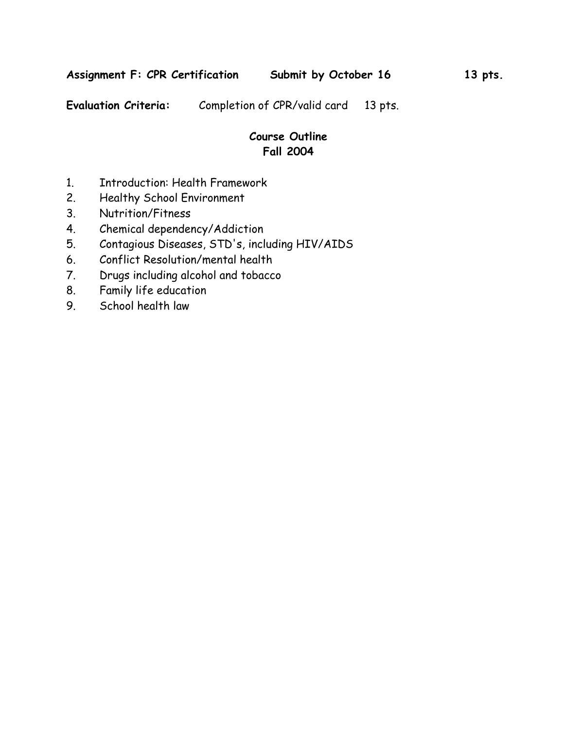**Assignment F: CPR Certification Submit by October 16 13 pts.**

**Evaluation Criteria:** Completion of CPR/valid card 13 pts.

## Course Outline
## Fall 2004

1. Introduction: Health Framework
2. Healthy School Environment
3. Nutrition/Fitness
4. Chemical dependency/Addiction
5. Contagious Diseases, STD's, including HIV/AIDS
6. Conflict Resolution/mental health
7. Drugs including alcohol and tobacco
8. Family life education
9. School health law